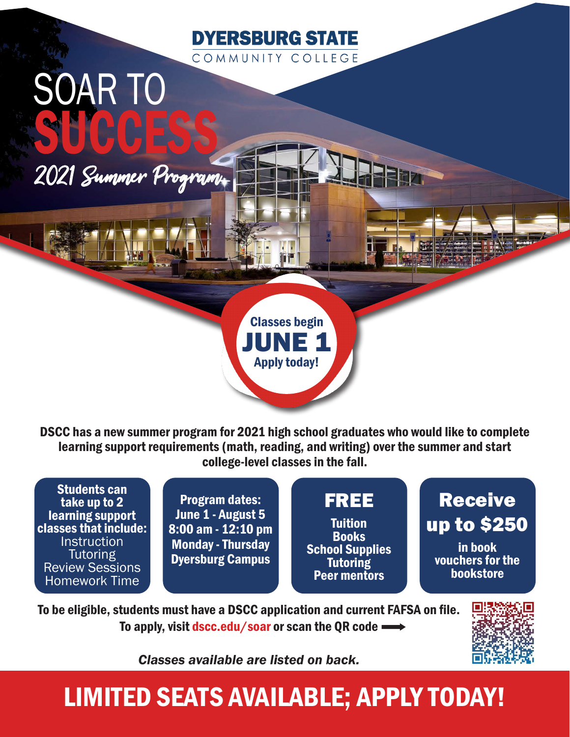# DYERSBURG STATE

COMMUNITY COLLEGE

# SOAR TO SUCCESS

*2021 Summer Program*

**Classes begin**

**JUNE 1**

**Apply today!**

**DSCC has a new summer program for 2021 high school graduates who would like to complete learning support requirements (math, reading, and writing) over the summer and start college-level classes in the fall.**

**Students can take up to 2 learning support classes that include:**
- Instruction
- Tutoring
- Review Sessions
- Homework Time

**Program dates:**
**June 1 - August 5**
**8:00 am - 12:10 pm**
**Monday - Thursday**
**Dyersburg Campus**

**FREE**
- **Tuition**
- **Books**
- **School Supplies**
- **Tutoring**
- **Peer mentors**

**Receive up to $250 in book vouchers for the bookstore**

**To be eligible, students must have a DSCC application and current FAFSA on file.**
**To apply, visit dscc.edu/soar or scan the QR code**

*Classes available are listed on back.*

## LIMITED SEATS AVAILABLE; APPLY TODAY!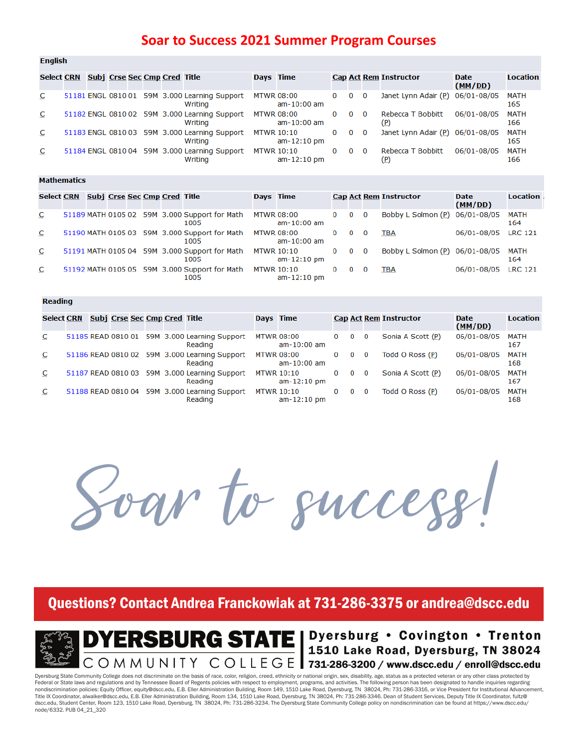# Soar to Success 2021 Summer Program Courses

## English

| Select | CRN | Subj | Crse | Sec | Cmp | Cred | Title | Days | Time | Cap | Act | Rem | Instructor | Date (MM/DD) | Location |
|---|---|---|---|---|---|---|---|---|---|---|---|---|---|---|---|
| C | 51181 | ENGL | 0810 | 01 | 59M | 3.000 | Learning Support Writing | MTWR | 08:00 am-10:00 am | 0 | 0 | 0 | Janet Lynn Adair (P) | 06/01-08/05 | MATH 165 |
| C | 51182 | ENGL | 0810 | 02 | 59M | 3.000 | Learning Support Writing | MTWR | 08:00 am-10:00 am | 0 | 0 | 0 | Rebecca T Bobbitt (P) | 06/01-08/05 | MATH 166 |
| C | 51183 | ENGL | 0810 | 03 | 59M | 3.000 | Learning Support Writing | MTWR | 10:10 am-12:10 pm | 0 | 0 | 0 | Janet Lynn Adair (P) | 06/01-08/05 | MATH 165 |
| C | 51184 | ENGL | 0810 | 04 | 59M | 3.000 | Learning Support Writing | MTWR | 10:10 am-12:10 pm | 0 | 0 | 0 | Rebecca T Bobbitt (P) | 06/01-08/05 | MATH 166 |

## Mathematics

| Select | CRN | Subj | Crse | Sec | Cmp | Cred | Title | Days | Time | Cap | Act | Rem | Instructor | Date (MM/DD) | Location |
|---|---|---|---|---|---|---|---|---|---|---|---|---|---|---|---|
| C | 51189 | MATH | 0105 | 02 | 59M | 3.000 | Support for Math 1005 | MTWR | 08:00 am-10:00 am | 0 | 0 | 0 | Bobby L Solmon (P) | 06/01-08/05 | MATH 164 |
| C | 51190 | MATH | 0105 | 03 | 59M | 3.000 | Support for Math 1005 | MTWR | 08:00 am-10:00 am | 0 | 0 | 0 | TBA | 06/01-08/05 | LRC 121 |
| C | 51191 | MATH | 0105 | 04 | 59M | 3.000 | Support for Math 1005 | MTWR | 10:10 am-12:10 pm | 0 | 0 | 0 | Bobby L Solmon (P) | 06/01-08/05 | MATH 164 |
| C | 51192 | MATH | 0105 | 05 | 59M | 3.000 | Support for Math 1005 | MTWR | 10:10 am-12:10 pm | 0 | 0 | 0 | TBA | 06/01-08/05 | LRC 121 |

## Reading

| Select | CRN | Subj | Crse | Sec | Cmp | Cred | Title | Days | Time | Cap | Act | Rem | Instructor | Date (MM/DD) | Location |
|---|---|---|---|---|---|---|---|---|---|---|---|---|---|---|---|
| C | 51185 | READ | 0810 | 01 | 59M | 3.000 | Learning Support Reading | MTWR | 08:00 am-10:00 am | 0 | 0 | 0 | Sonia A Scott (P) | 06/01-08/05 | MATH 167 |
| C | 51186 | READ | 0810 | 02 | 59M | 3.000 | Learning Support Reading | MTWR | 08:00 am-10:00 am | 0 | 0 | 0 | Todd O Ross (P) | 06/01-08/05 | MATH 168 |
| C | 51187 | READ | 0810 | 03 | 59M | 3.000 | Learning Support Reading | MTWR | 10:10 am-12:10 pm | 0 | 0 | 0 | Sonia A Scott (P) | 06/01-08/05 | MATH 167 |
| C | 51188 | READ | 0810 | 04 | 59M | 3.000 | Learning Support Reading | MTWR | 10:10 am-12:10 pm | 0 | 0 | 0 | Todd O Ross (P) | 06/01-08/05 | MATH 168 |

*Soar to success!*

**Questions? Contact Andrea Franckowiak at 731-286-3375 or andrea@dscc.edu**

**DYERSBURG STATE COMMUNITY COLLEGE**

Dyersburg • Covington • Trenton
1510 Lake Road, Dyersburg, TN 38024
731-286-3200 / www.dscc.edu / enroll@dscc.edu

Dyersburg State Community College does not discriminate on the basis of race, color, religion, creed, ethnicity or national origin, sex, disability, age, status as a protected veteran or any other class protected by Federal or State laws and regulations and by Tennessee Board of Regents policies with respect to employment, programs, and activities. The following person has been designated to handle inquiries regarding nondiscrimination policies: Equity Officer, equity@dscc.edu, E.B. Eller Administration Building, Room 149, 1510 Lake Road, Dyersburg, TN 38024, Ph: 731-286-3316, or Vice President for Institutional Advancement, Title IX Coordinator, alwalker@dscc.edu, E.B. Eller Administration Building, Room 134, 1510 Lake Road, Dyersburg, TN 38024, Ph: 731-286-3346. Dean of Student Services, Deputy Title IX Coordinator, fultz@dscc.edu, Student Center, Room 123, 1510 Lake Road, Dyersburg, TN 38024, Ph: 731-286-3234. The Dyersburg State Community College policy on nondiscrimination can be found at https://www.dscc.edu/node/6332. PUB 04_21_320